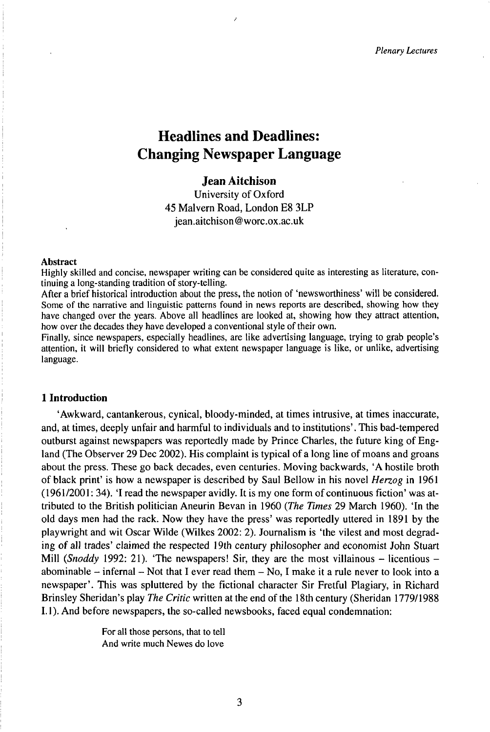# Headlines and Deadlines: Changing Newspaper Language

**Jean Aitchison**
University of Oxford
45 Malvern Road, London E8 3LP
jean.aitchison@worc.ox.ac.uk

**Abstract**

Highly skilled and concise, newspaper writing can be considered quite as interesting as literature, continuing a long-standing tradition of story-telling.

After a brief historical introduction about the press, the notion of 'newsworthiness' will be considered. Some of the narrative and linguistic patterns found in news reports are described, showing how they have changed over the years. Above all headlines are looked at, showing how they attract attention, how over the decades they have developed a conventional style of their own.

Finally, since newspapers, especially headlines, are like advertising language, trying to grab people's attention, it will briefly considered to what extent newspaper language is like, or unlike, advertising language.

## 1 Introduction

'Awkward, cantankerous, cynical, bloody-minded, at times intrusive, at times inaccurate, and, at times, deeply unfair and harmful to individuals and to institutions'. This bad-tempered outburst against newspapers was reportedly made by Prince Charles, the future king of England (The Observer 29 Dec 2002). His complaint is typical of a long line of moans and groans about the press. These go back decades, even centuries. Moving backwards, 'A hostile broth of black print' is how a newspaper is described by Saul Bellow in his novel *Herzog* in 1961 (1961/2001: 34). 'I read the newspaper avidly. It is my one form of continuous fiction' was attributed to the British politician Aneurin Bevan in 1960 (*The Times* 29 March 1960). 'In the old days men had the rack. Now they have the press' was reportedly uttered in 1891 by the playwright and wit Oscar Wilde (Wilkes 2002: 2). Journalism is 'the vilest and most degrading of all trades' claimed the respected 19th century philosopher and economist John Stuart Mill (*Snoddy* 1992: 21). 'The newspapers! Sir, they are the most villainous – licentious – abominable – infernal – Not that I ever read them – No, I make it a rule never to look into a newspaper'. This was spluttered by the fictional character Sir Fretful Plagiary, in Richard Brinsley Sheridan's play *The Critic* written at the end of the 18th century (Sheridan 1779/1988 I.1). And before newspapers, the so-called newsbooks, faced equal condemnation:

> For all those persons, that to tell
> And write much Newes do love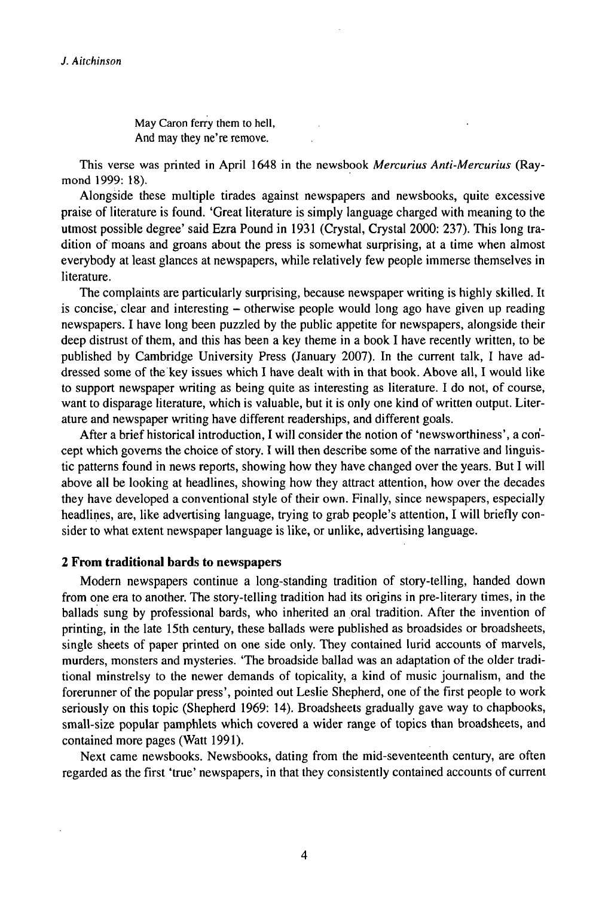May Caron ferry them to hell,
And may they ne're remove.

This verse was printed in April 1648 in the newsbook *Mercurius Anti-Mercurius* (Raymond 1999: 18).

Alongside these multiple tirades against newspapers and newsbooks, quite excessive praise of literature is found. 'Great literature is simply language charged with meaning to the utmost possible degree' said Ezra Pound in 1931 (Crystal, Crystal 2000: 237). This long tradition of moans and groans about the press is somewhat surprising, at a time when almost everybody at least glances at newspapers, while relatively few people immerse themselves in literature.

The complaints are particularly surprising, because newspaper writing is highly skilled. It is concise, clear and interesting – otherwise people would long ago have given up reading newspapers. I have long been puzzled by the public appetite for newspapers, alongside their deep distrust of them, and this has been a key theme in a book I have recently written, to be published by Cambridge University Press (January 2007). In the current talk, I have addressed some of the key issues which I have dealt with in that book. Above all, I would like to support newspaper writing as being quite as interesting as literature. I do not, of course, want to disparage literature, which is valuable, but it is only one kind of written output. Literature and newspaper writing have different readerships, and different goals.

After a brief historical introduction, I will consider the notion of 'newsworthiness', a concept which governs the choice of story. I will then describe some of the narrative and linguistic patterns found in news reports, showing how they have changed over the years. But I will above all be looking at headlines, showing how they attract attention, how over the decades they have developed a conventional style of their own. Finally, since newspapers, especially headlines, are, like advertising language, trying to grab people's attention, I will briefly consider to what extent newspaper language is like, or unlike, advertising language.

## 2 From traditional bards to newspapers

Modern newspapers continue a long-standing tradition of story-telling, handed down from one era to another. The story-telling tradition had its origins in pre-literary times, in the ballads sung by professional bards, who inherited an oral tradition. After the invention of printing, in the late 15th century, these ballads were published as broadsides or broadsheets, single sheets of paper printed on one side only. They contained lurid accounts of marvels, murders, monsters and mysteries. 'The broadside ballad was an adaptation of the older traditional minstrelsy to the newer demands of topicality, a kind of music journalism, and the forerunner of the popular press', pointed out Leslie Shepherd, one of the first people to work seriously on this topic (Shepherd 1969: 14). Broadsheets gradually gave way to chapbooks, small-size popular pamphlets which covered a wider range of topics than broadsheets, and contained more pages (Watt 1991).

Next came newsbooks. Newsbooks, dating from the mid-seventeenth century, are often regarded as the first 'true' newspapers, in that they consistently contained accounts of current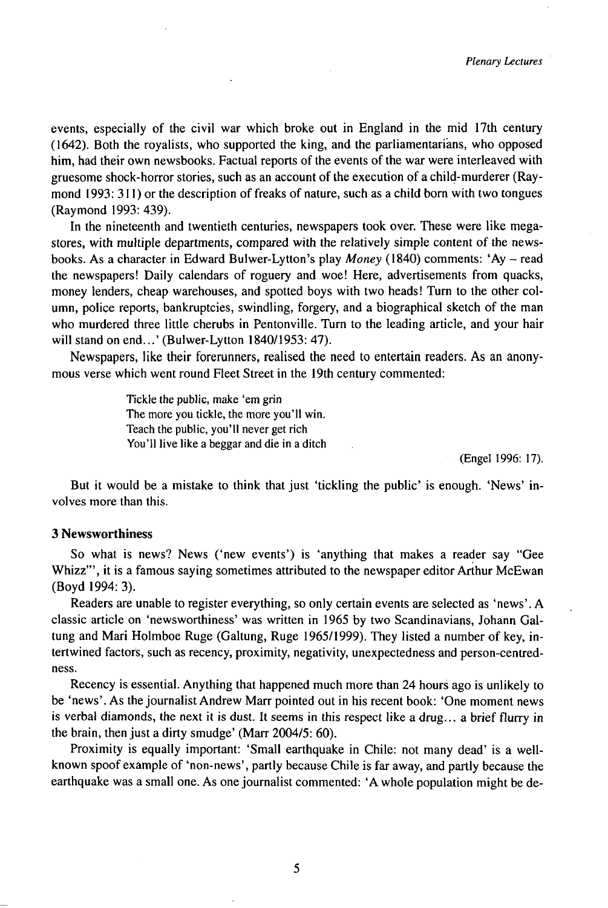events, especially of the civil war which broke out in England in the mid 17th century (1642). Both the royalists, who supported the king, and the parliamentarians, who opposed him, had their own newsbooks. Factual reports of the events of the war were interleaved with gruesome shock-horror stories, such as an account of the execution of a child-murderer (Raymond 1993: 311) or the description of freaks of nature, such as a child born with two tongues (Raymond 1993: 439).

In the nineteenth and twentieth centuries, newspapers took over. These were like megastores, with multiple departments, compared with the relatively simple content of the newsbooks. As a character in Edward Bulwer-Lytton's play *Money* (1840) comments: 'Ay – read the newspapers! Daily calendars of roguery and woe! Here, advertisements from quacks, money lenders, cheap warehouses, and spotted boys with two heads! Turn to the other column, police reports, bankruptcies, swindling, forgery, and a biographical sketch of the man who murdered three little cherubs in Pentonville. Turn to the leading article, and your hair will stand on end...' (Bulwer-Lytton 1840/1953: 47).

Newspapers, like their forerunners, realised the need to entertain readers. As an anonymous verse which went round Fleet Street in the 19th century commented:

> Tickle the public, make 'em grin
> The more you tickle, the more you'll win.
> Teach the public, you'll never get rich
> You'll live like a beggar and die in a ditch
>
> (Engel 1996: 17).

But it would be a mistake to think that just 'tickling the public' is enough. 'News' involves more than this.

### 3 Newsworthiness

So what is news? News ('new events') is 'anything that makes a reader say "Gee Whizz"', it is a famous saying sometimes attributed to the newspaper editor Arthur McEwan (Boyd 1994: 3).

Readers are unable to register everything, so only certain events are selected as 'news'. A classic article on 'newsworthiness' was written in 1965 by two Scandinavians, Johann Galtung and Mari Holmboe Ruge (Galtung, Ruge 1965/1999). They listed a number of key, intertwined factors, such as recency, proximity, negativity, unexpectedness and person-centredness.

Recency is essential. Anything that happened much more than 24 hours ago is unlikely to be 'news'. As the journalist Andrew Marr pointed out in his recent book: 'One moment news is verbal diamonds, the next it is dust. It seems in this respect like a drug... a brief flurry in the brain, then just a dirty smudge' (Marr 2004/5: 60).

Proximity is equally important: 'Small earthquake in Chile: not many dead' is a well-known spoof example of 'non-news', partly because Chile is far away, and partly because the earthquake was a small one. As one journalist commented: 'A whole population might be de-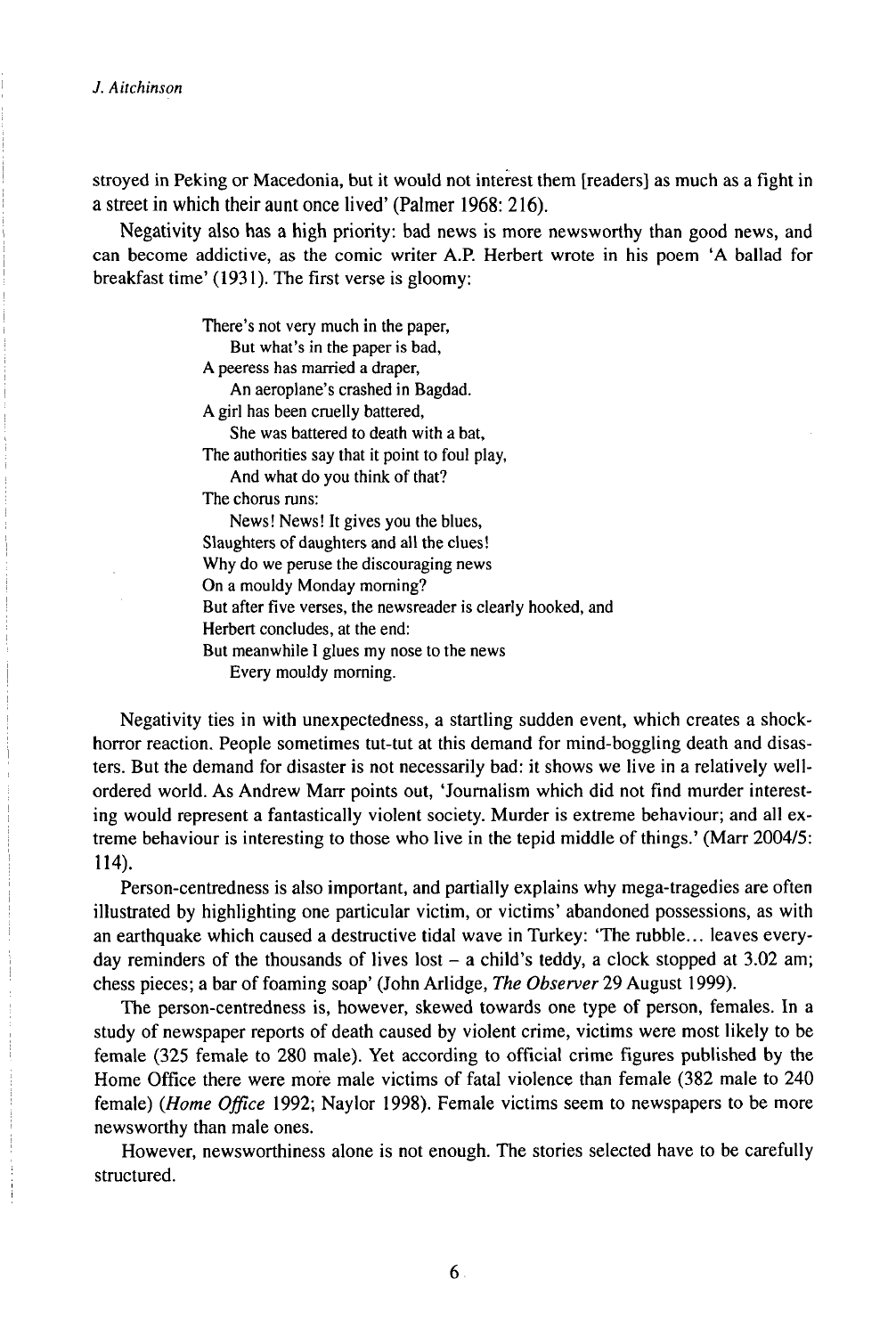stroyed in Peking or Macedonia, but it would not interest them [readers] as much as a fight in a street in which their aunt once lived' (Palmer 1968: 216).

Negativity also has a high priority: bad news is more newsworthy than good news, and can become addictive, as the comic writer A.P. Herbert wrote in his poem 'A ballad for breakfast time' (1931). The first verse is gloomy:

> There's not very much in the paper,
>   But what's in the paper is bad,
> A peeress has married a draper,
>   An aeroplane's crashed in Bagdad.
> A girl has been cruelly battered,
>   She was battered to death with a bat,
> The authorities say that it point to foul play,
>   And what do you think of that?
> The chorus runs:
>   News! News! It gives you the blues,
> Slaughters of daughters and all the clues!
> Why do we peruse the discouraging news
> On a mouldy Monday morning?
> But after five verses, the newsreader is clearly hooked, and
> Herbert concludes, at the end:
> But meanwhile I glues my nose to the news
>   Every mouldy morning.

Negativity ties in with unexpectedness, a startling sudden event, which creates a shock-horror reaction. People sometimes tut-tut at this demand for mind-boggling death and disasters. But the demand for disaster is not necessarily bad: it shows we live in a relatively well-ordered world. As Andrew Marr points out, 'Journalism which did not find murder interesting would represent a fantastically violent society. Murder is extreme behaviour; and all extreme behaviour is interesting to those who live in the tepid middle of things.' (Marr 2004/5: 114).

Person-centredness is also important, and partially explains why mega-tragedies are often illustrated by highlighting one particular victim, or victims' abandoned possessions, as with an earthquake which caused a destructive tidal wave in Turkey: 'The rubble... leaves everyday reminders of the thousands of lives lost – a child's teddy, a clock stopped at 3.02 am; chess pieces; a bar of foaming soap' (John Arlidge, *The Observer* 29 August 1999).

The person-centredness is, however, skewed towards one type of person, females. In a study of newspaper reports of death caused by violent crime, victims were most likely to be female (325 female to 280 male). Yet according to official crime figures published by the Home Office there were more male victims of fatal violence than female (382 male to 240 female) (*Home Office* 1992; Naylor 1998). Female victims seem to newspapers to be more newsworthy than male ones.

However, newsworthiness alone is not enough. The stories selected have to be carefully structured.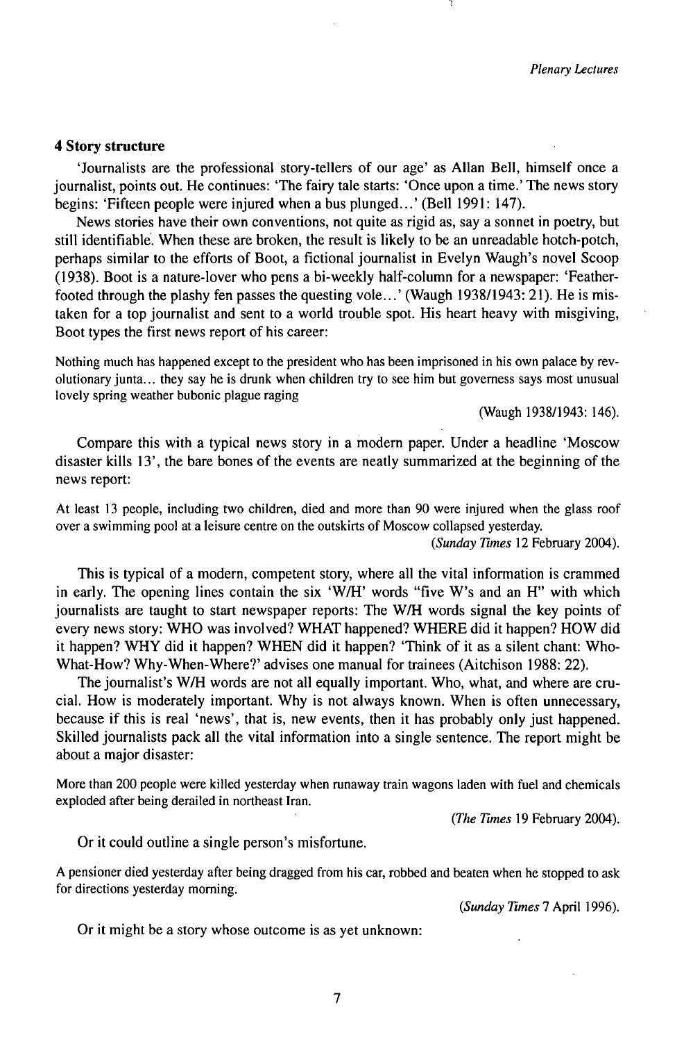## 4 Story structure

'Journalists are the professional story-tellers of our age' as Allan Bell, himself once a journalist, points out. He continues: 'The fairy tale starts: 'Once upon a time.' The news story begins: 'Fifteen people were injured when a bus plunged...' (Bell 1991: 147).

News stories have their own conventions, not quite as rigid as, say a sonnet in poetry, but still identifiable. When these are broken, the result is likely to be an unreadable hotch-potch, perhaps similar to the efforts of Boot, a fictional journalist in Evelyn Waugh's novel Scoop (1938). Boot is a nature-lover who pens a bi-weekly half-column for a newspaper: 'Feather-footed through the plashy fen passes the questing vole...' (Waugh 1938/1943: 21). He is mistaken for a top journalist and sent to a world trouble spot. His heart heavy with misgiving, Boot types the first news report of his career:

> Nothing much has happened except to the president who has been imprisoned in his own palace by revolutionary junta... they say he is drunk when children try to see him but governess says most unusual lovely spring weather bubonic plague raging
>
> (Waugh 1938/1943: 146).

Compare this with a typical news story in a modern paper. Under a headline 'Moscow disaster kills 13', the bare bones of the events are neatly summarized at the beginning of the news report:

> At least 13 people, including two children, died and more than 90 were injured when the glass roof over a swimming pool at a leisure centre on the outskirts of Moscow collapsed yesterday.
>
> (*Sunday Times* 12 February 2004).

This is typical of a modern, competent story, where all the vital information is crammed in early. The opening lines contain the six 'W/H' words "five W's and an H" with which journalists are taught to start newspaper reports: The W/H words signal the key points of every news story: WHO was involved? WHAT happened? WHERE did it happen? HOW did it happen? WHY did it happen? WHEN did it happen? 'Think of it as a silent chant: Who-What-How? Why-When-Where?' advises one manual for trainees (Aitchison 1988: 22).

The journalist's W/H words are not all equally important. Who, what, and where are crucial. How is moderately important. Why is not always known. When is often unnecessary, because if this is real 'news', that is, new events, then it has probably only just happened. Skilled journalists pack all the vital information into a single sentence. The report might be about a major disaster:

> More than 200 people were killed yesterday when runaway train wagons laden with fuel and chemicals exploded after being derailed in northeast Iran.
>
> (*The Times* 19 February 2004).

Or it could outline a single person's misfortune.

> A pensioner died yesterday after being dragged from his car, robbed and beaten when he stopped to ask for directions yesterday morning.
>
> (*Sunday Times* 7 April 1996).

Or it might be a story whose outcome is as yet unknown: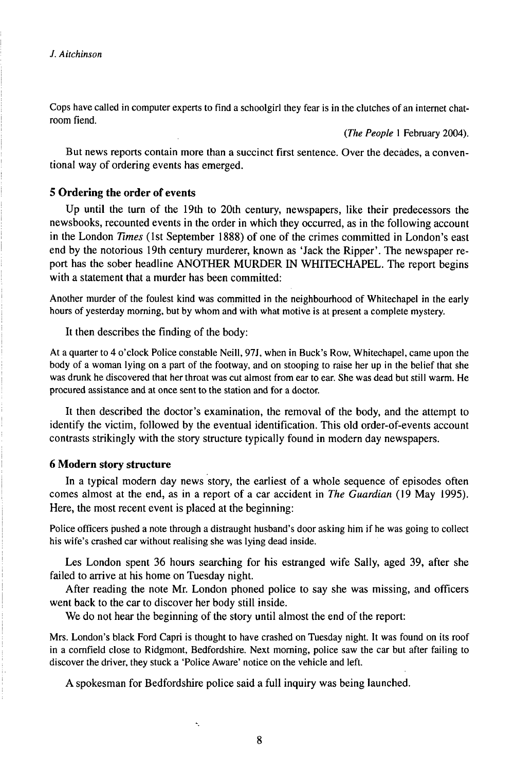Cops have called in computer experts to find a schoolgirl they fear is in the clutches of an internet chat-room fiend.

(*The People* 1 February 2004).

But news reports contain more than a succinct first sentence. Over the decades, a conventional way of ordering events has emerged.

## 5 Ordering the order of events

Up until the turn of the 19th to 20th century, newspapers, like their predecessors the newsbooks, recounted events in the order in which they occurred, as in the following account in the London *Times* (1st September 1888) of one of the crimes committed in London's east end by the notorious 19th century murderer, known as 'Jack the Ripper'. The newspaper report has the sober headline ANOTHER MURDER IN WHITECHAPEL. The report begins with a statement that a murder has been committed:

Another murder of the foulest kind was committed in the neighbourhood of Whitechapel in the early hours of yesterday morning, but by whom and with what motive is at present a complete mystery.

It then describes the finding of the body:

At a quarter to 4 o'clock Police constable Neill, 97J, when in Buck's Row, Whitechapel, came upon the body of a woman lying on a part of the footway, and on stooping to raise her up in the belief that she was drunk he discovered that her throat was cut almost from ear to ear. She was dead but still warm. He procured assistance and at once sent to the station and for a doctor.

It then described the doctor's examination, the removal of the body, and the attempt to identify the victim, followed by the eventual identification. This old order-of-events account contrasts strikingly with the story structure typically found in modern day newspapers.

## 6 Modern story structure

In a typical modern day news story, the earliest of a whole sequence of episodes often comes almost at the end, as in a report of a car accident in *The Guardian* (19 May 1995). Here, the most recent event is placed at the beginning:

Police officers pushed a note through a distraught husband's door asking him if he was going to collect his wife's crashed car without realising she was lying dead inside.

Les London spent 36 hours searching for his estranged wife Sally, aged 39, after she failed to arrive at his home on Tuesday night.

After reading the note Mr. London phoned police to say she was missing, and officers went back to the car to discover her body still inside.

We do not hear the beginning of the story until almost the end of the report:

Mrs. London's black Ford Capri is thought to have crashed on Tuesday night. It was found on its roof in a cornfield close to Ridgmont, Bedfordshire. Next morning, police saw the car but after failing to discover the driver, they stuck a 'Police Aware' notice on the vehicle and left.

A spokesman for Bedfordshire police said a full inquiry was being launched.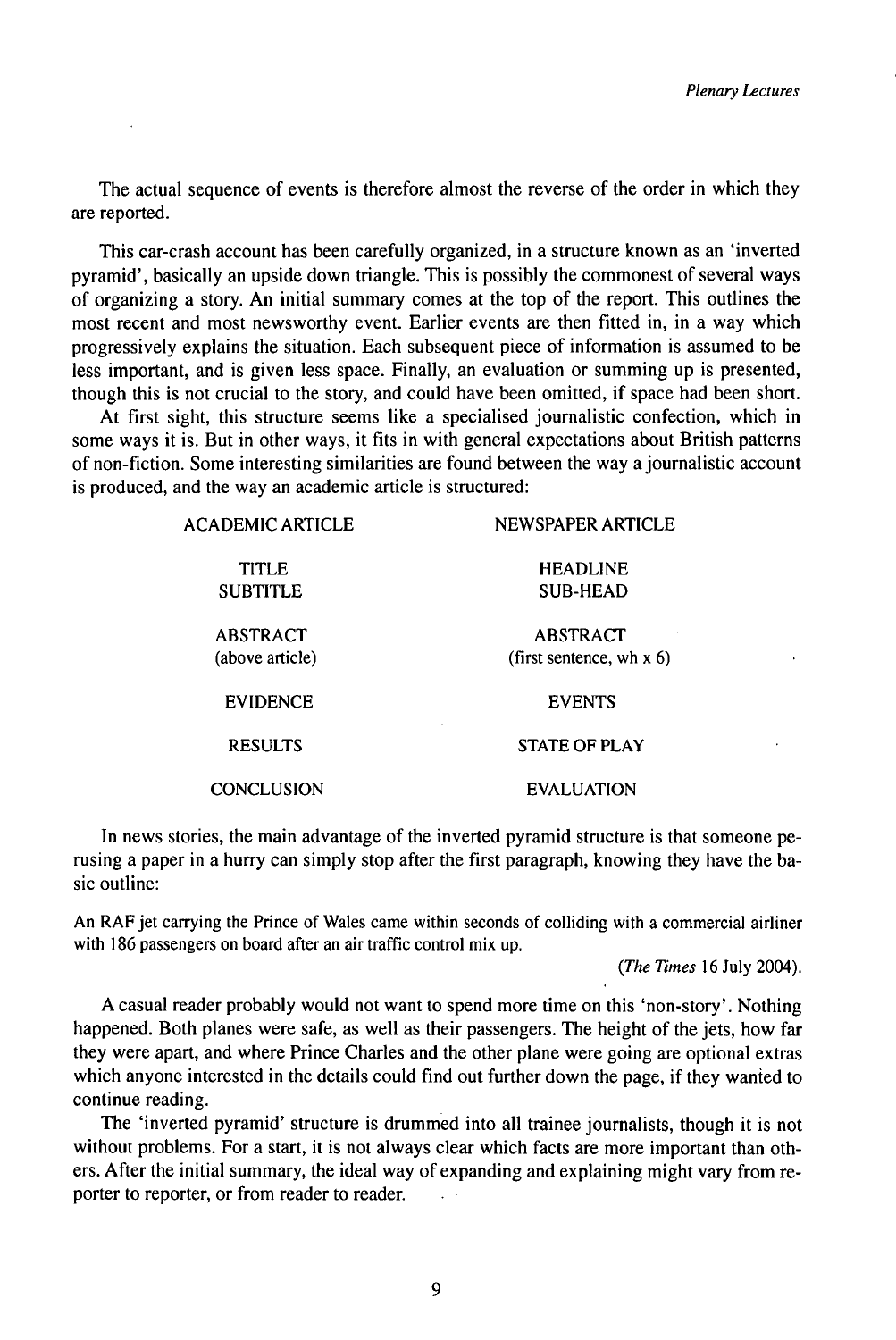The actual sequence of events is therefore almost the reverse of the order in which they are reported.

This car-crash account has been carefully organized, in a structure known as an 'inverted pyramid', basically an upside down triangle. This is possibly the commonest of several ways of organizing a story. An initial summary comes at the top of the report. This outlines the most recent and most newsworthy event. Earlier events are then fitted in, in a way which progressively explains the situation. Each subsequent piece of information is assumed to be less important, and is given less space. Finally, an evaluation or summing up is presented, though this is not crucial to the story, and could have been omitted, if space had been short.

At first sight, this structure seems like a specialised journalistic confection, which in some ways it is. But in other ways, it fits in with general expectations about British patterns of non-fiction. Some interesting similarities are found between the way a journalistic account is produced, and the way an academic article is structured:

| ACADEMIC ARTICLE | NEWSPAPER ARTICLE |
|---|---|
| TITLE<br>SUBTITLE | HEADLINE<br>SUB-HEAD |
| ABSTRACT<br>(above article) | ABSTRACT<br>(first sentence, wh x 6) |
| EVIDENCE | EVENTS |
| RESULTS | STATE OF PLAY |
| CONCLUSION | EVALUATION |

In news stories, the main advantage of the inverted pyramid structure is that someone perusing a paper in a hurry can simply stop after the first paragraph, knowing they have the basic outline:

An RAF jet carrying the Prince of Wales came within seconds of colliding with a commercial airliner with 186 passengers on board after an air traffic control mix up.

(*The Times* 16 July 2004).

A casual reader probably would not want to spend more time on this 'non-story'. Nothing happened. Both planes were safe, as well as their passengers. The height of the jets, how far they were apart, and where Prince Charles and the other plane were going are optional extras which anyone interested in the details could find out further down the page, if they wanted to continue reading.

The 'inverted pyramid' structure is drummed into all trainee journalists, though it is not without problems. For a start, it is not always clear which facts are more important than others. After the initial summary, the ideal way of expanding and explaining might vary from reporter to reporter, or from reader to reader.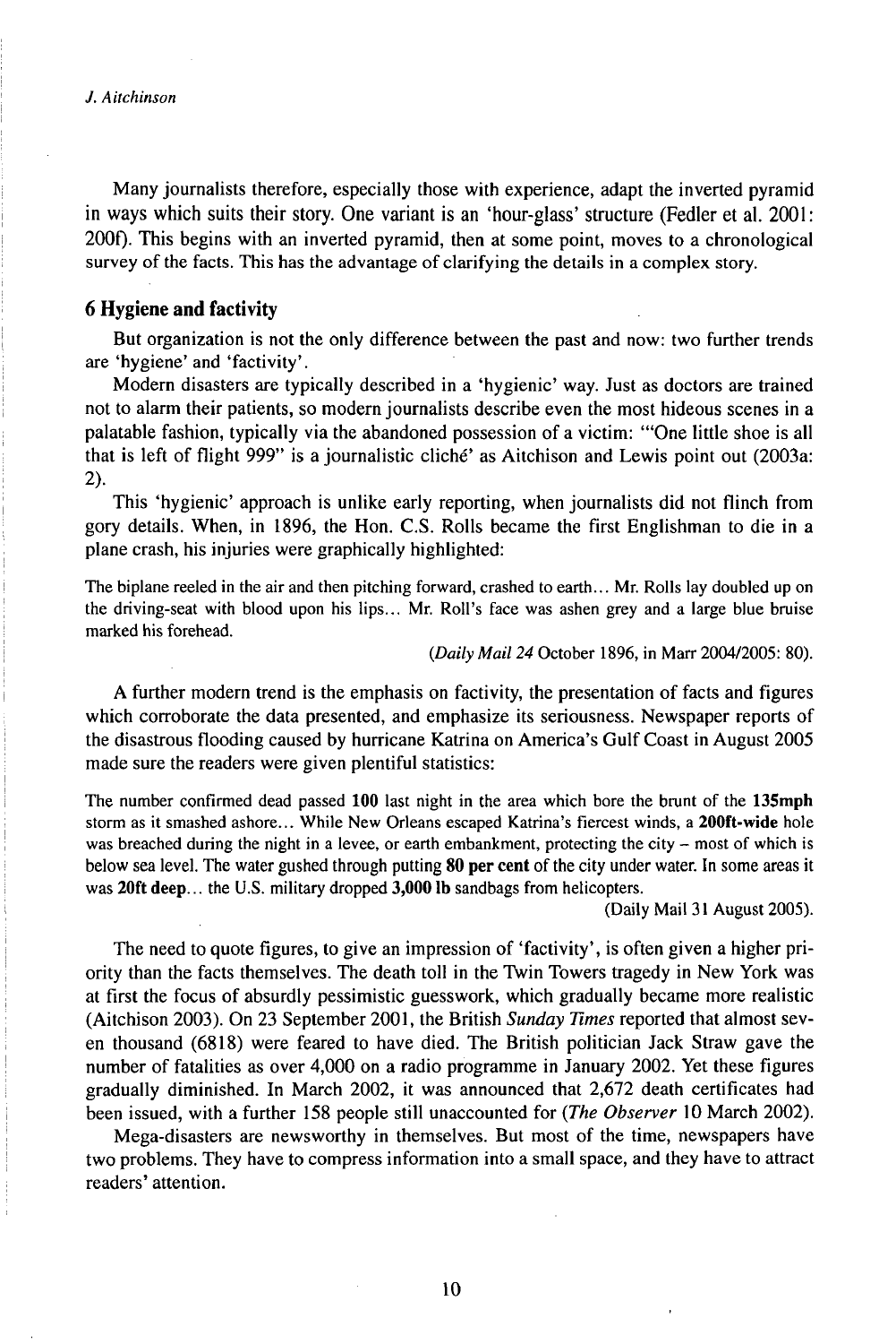Many journalists therefore, especially those with experience, adapt the inverted pyramid in ways which suits their story. One variant is an 'hour-glass' structure (Fedler et al. 2001: 200f). This begins with an inverted pyramid, then at some point, moves to a chronological survey of the facts. This has the advantage of clarifying the details in a complex story.

## 6 Hygiene and factivity

But organization is not the only difference between the past and now: two further trends are 'hygiene' and 'factivity'.

Modern disasters are typically described in a 'hygienic' way. Just as doctors are trained not to alarm their patients, so modern journalists describe even the most hideous scenes in a palatable fashion, typically via the abandoned possession of a victim: '"One little shoe is all that is left of flight 999" is a journalistic cliché' as Aitchison and Lewis point out (2003a: 2).

This 'hygienic' approach is unlike early reporting, when journalists did not flinch from gory details. When, in 1896, the Hon. C.S. Rolls became the first Englishman to die in a plane crash, his injuries were graphically highlighted:

> The biplane reeled in the air and then pitching forward, crashed to earth... Mr. Rolls lay doubled up on the driving-seat with blood upon his lips... Mr. Roll's face was ashen grey and a large blue bruise marked his forehead.
>
> (*Daily Mail 24* October 1896, in Marr 2004/2005: 80).

A further modern trend is the emphasis on factivity, the presentation of facts and figures which corroborate the data presented, and emphasize its seriousness. Newspaper reports of the disastrous flooding caused by hurricane Katrina on America's Gulf Coast in August 2005 made sure the readers were given plentiful statistics:

> The number confirmed dead passed **100** last night in the area which bore the brunt of the **135mph** storm as it smashed ashore... While New Orleans escaped Katrina's fiercest winds, a **200ft-wide** hole was breached during the night in a levee, or earth embankment, protecting the city – most of which is below sea level. The water gushed through putting **80 per cent** of the city under water. In some areas it was **20ft deep**... the U.S. military dropped **3,000 lb** sandbags from helicopters.
>
> (Daily Mail 31 August 2005).

The need to quote figures, to give an impression of 'factivity', is often given a higher priority than the facts themselves. The death toll in the Twin Towers tragedy in New York was at first the focus of absurdly pessimistic guesswork, which gradually became more realistic (Aitchison 2003). On 23 September 2001, the British *Sunday Times* reported that almost seven thousand (6818) were feared to have died. The British politician Jack Straw gave the number of fatalities as over 4,000 on a radio programme in January 2002. Yet these figures gradually diminished. In March 2002, it was announced that 2,672 death certificates had been issued, with a further 158 people still unaccounted for (*The Observer* 10 March 2002).

Mega-disasters are newsworthy in themselves. But most of the time, newspapers have two problems. They have to compress information into a small space, and they have to attract readers' attention.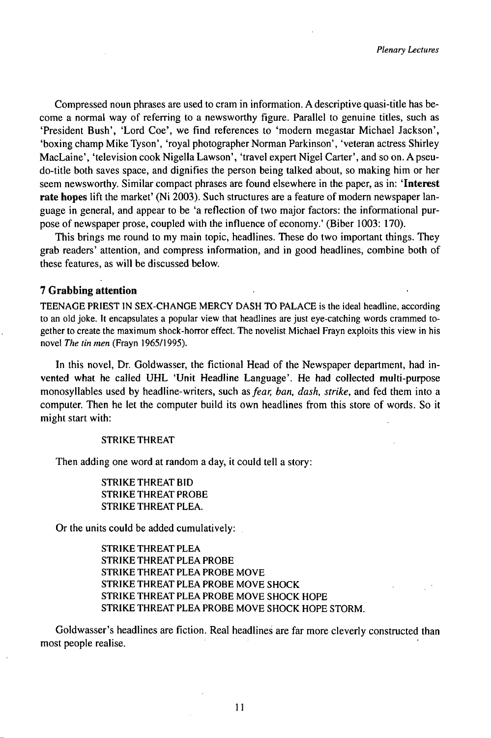Compressed noun phrases are used to cram in information. A descriptive quasi-title has become a normal way of referring to a newsworthy figure. Parallel to genuine titles, such as 'President Bush', 'Lord Coe', we find references to 'modern megastar Michael Jackson', 'boxing champ Mike Tyson', 'royal photographer Norman Parkinson', 'veteran actress Shirley MacLaine', 'television cook Nigella Lawson', 'travel expert Nigel Carter', and so on. A pseudo-title both saves space, and dignifies the person being talked about, so making him or her seem newsworthy. Similar compact phrases are found elsewhere in the paper, as in: '**Interest rate hopes** lift the market' (Ni 2003). Such structures are a feature of modern newspaper language in general, and appear to be 'a reflection of two major factors: the informational purpose of newspaper prose, coupled with the influence of economy.' (Biber 1003: 170).

This brings me round to my main topic, headlines. These do two important things. They grab readers' attention, and compress information, and in good headlines, combine both of these features, as will be discussed below.

## 7 Grabbing attention

TEENAGE PRIEST IN SEX-CHANGE MERCY DASH TO PALACE is the ideal headline, according to an old joke. It encapsulates a popular view that headlines are just eye-catching words crammed together to create the maximum shock-horror effect. The novelist Michael Frayn exploits this view in his novel *The tin men* (Frayn 1965/1995).

In this novel, Dr. Goldwasser, the fictional Head of the Newspaper department, had invented what he called UHL 'Unit Headline Language'. He had collected multi-purpose monosyllables used by headline-writers, such as *fear, ban, dash, strike*, and fed them into a computer. Then he let the computer build its own headlines from this store of words. So it might start with:

STRIKE THREAT

Then adding one word at random a day, it could tell a story:

STRIKE THREAT BID
STRIKE THREAT PROBE
STRIKE THREAT PLEA.

Or the units could be added cumulatively:

STRIKE THREAT PLEA
STRIKE THREAT PLEA PROBE
STRIKE THREAT PLEA PROBE MOVE
STRIKE THREAT PLEA PROBE MOVE SHOCK
STRIKE THREAT PLEA PROBE MOVE SHOCK HOPE
STRIKE THREAT PLEA PROBE MOVE SHOCK HOPE STORM.

Goldwasser's headlines are fiction. Real headlines are far more cleverly constructed than most people realise.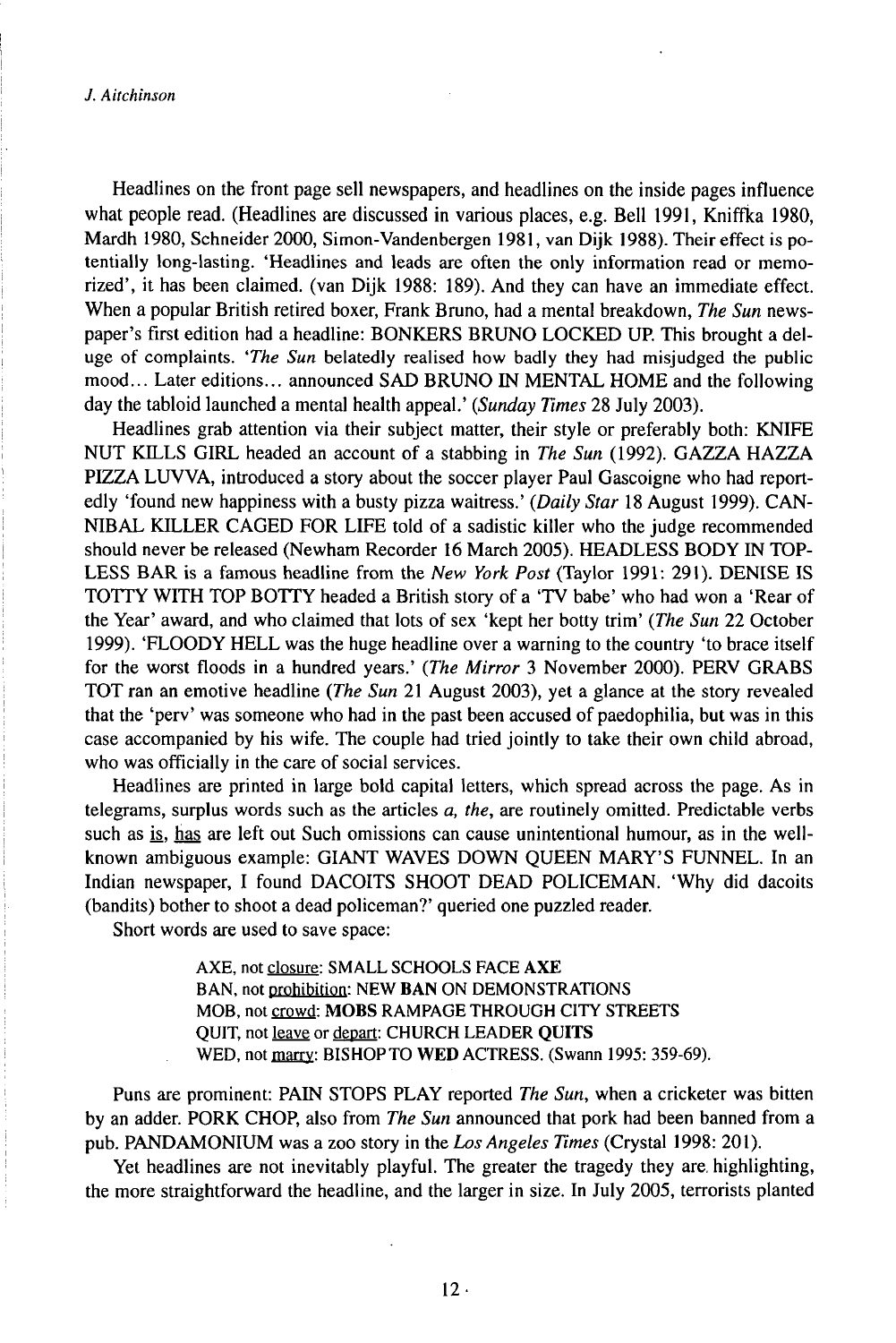Headlines on the front page sell newspapers, and headlines on the inside pages influence what people read. (Headlines are discussed in various places, e.g. Bell 1991, Kniffka 1980, Mardh 1980, Schneider 2000, Simon-Vandenbergen 1981, van Dijk 1988). Their effect is potentially long-lasting. 'Headlines and leads are often the only information read or memorized', it has been claimed. (van Dijk 1988: 189). And they can have an immediate effect. When a popular British retired boxer, Frank Bruno, had a mental breakdown, *The Sun* newspaper's first edition had a headline: BONKERS BRUNO LOCKED UP. This brought a deluge of complaints. '*The Sun* belatedly realised how badly they had misjudged the public mood... Later editions... announced SAD BRUNO IN MENTAL HOME and the following day the tabloid launched a mental health appeal.' (*Sunday Times* 28 July 2003).

Headlines grab attention via their subject matter, their style or preferably both: KNIFE NUT KILLS GIRL headed an account of a stabbing in *The Sun* (1992). GAZZA HAZZA PIZZA LUVVA, introduced a story about the soccer player Paul Gascoigne who had reportedly 'found new happiness with a busty pizza waitress.' (*Daily Star* 18 August 1999). CANNIBAL KILLER CAGED FOR LIFE told of a sadistic killer who the judge recommended should never be released (Newham Recorder 16 March 2005). HEADLESS BODY IN TOPLESS BAR is a famous headline from the *New York Post* (Taylor 1991: 291). DENISE IS TOTTY WITH TOP BOTTY headed a British story of a 'TV babe' who had won a 'Rear of the Year' award, and who claimed that lots of sex 'kept her botty trim' (*The Sun* 22 October 1999). 'FLOODY HELL was the huge headline over a warning to the country 'to brace itself for the worst floods in a hundred years.' (*The Mirror* 3 November 2000). PERV GRABS TOT ran an emotive headline (*The Sun* 21 August 2003), yet a glance at the story revealed that the 'perv' was someone who had in the past been accused of paedophilia, but was in this case accompanied by his wife. The couple had tried jointly to take their own child abroad, who was officially in the care of social services.

Headlines are printed in large bold capital letters, which spread across the page. As in telegrams, surplus words such as the articles *a, the*, are routinely omitted. Predictable verbs such as <u>is</u>, <u>has</u> are left out Such omissions can cause unintentional humour, as in the well-known ambiguous example: GIANT WAVES DOWN QUEEN MARY'S FUNNEL. In an Indian newspaper, I found DACOITS SHOOT DEAD POLICEMAN. 'Why did dacoits (bandits) bother to shoot a dead policeman?' queried one puzzled reader.

Short words are used to save space:

> AXE, not <u>closure</u>: SMALL SCHOOLS FACE **AXE**
> BAN, not <u>prohibition</u>: NEW **BAN** ON DEMONSTRATIONS
> MOB, not <u>crowd</u>: **MOBS** RAMPAGE THROUGH CITY STREETS
> QUIT, not <u>leave</u> or <u>depart</u>: CHURCH LEADER **QUITS**
> WED, not <u>marry</u>: BISHOP TO **WED** ACTRESS. (Swann 1995: 359-69).

Puns are prominent: PAIN STOPS PLAY reported *The Sun*, when a cricketer was bitten by an adder. PORK CHOP, also from *The Sun* announced that pork had been banned from a pub. PANDAMONIUM was a zoo story in the *Los Angeles Times* (Crystal 1998: 201).

Yet headlines are not inevitably playful. The greater the tragedy they are highlighting, the more straightforward the headline, and the larger in size. In July 2005, terrorists planted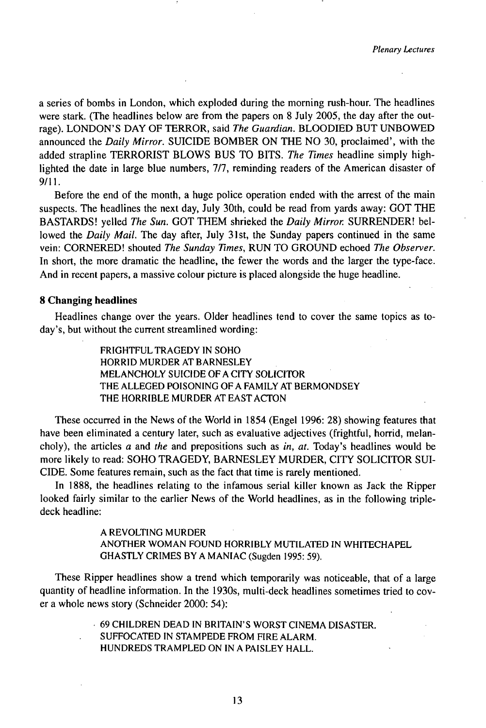a series of bombs in London, which exploded during the morning rush-hour. The headlines were stark. (The headlines below are from the papers on 8 July 2005, the day after the outrage). LONDON'S DAY OF TERROR, said *The Guardian*. BLOODIED BUT UNBOWED announced the *Daily Mirror*. SUICIDE BOMBER ON THE NO 30, proclaimed', with the added strapline TERRORIST BLOWS BUS TO BITS. *The Times* headline simply highlighted the date in large blue numbers, 7/7, reminding readers of the American disaster of 9/11.

Before the end of the month, a huge police operation ended with the arrest of the main suspects. The headlines the next day, July 30th, could be read from yards away: GOT THE BASTARDS! yelled *The Sun*. GOT THEM shrieked the *Daily Mirror*. SURRENDER! bellowed the *Daily Mail*. The day after, July 31st, the Sunday papers continued in the same vein: CORNERED! shouted *The Sunday Times*, RUN TO GROUND echoed *The Observer*. In short, the more dramatic the headline, the fewer the words and the larger the type-face. And in recent papers, a massive colour picture is placed alongside the huge headline.

## 8 Changing headlines

Headlines change over the years. Older headlines tend to cover the same topics as today's, but without the current streamlined wording:

> FRIGHTFUL TRAGEDY IN SOHO
> HORRID MURDER AT BARNESLEY
> MELANCHOLY SUICIDE OF A CITY SOLICITOR
> THE ALLEGED POISONING OF A FAMILY AT BERMONDSEY
> THE HORRIBLE MURDER AT EAST ACTON

These occurred in the News of the World in 1854 (Engel 1996: 28) showing features that have been eliminated a century later, such as evaluative adjectives (frightful, horrid, melancholy), the articles *a* and *the* and prepositions such as *in*, *at*. Today's headlines would be more likely to read: SOHO TRAGEDY, BARNESLEY MURDER, CITY SOLICITOR SUICIDE. Some features remain, such as the fact that time is rarely mentioned.

In 1888, the headlines relating to the infamous serial killer known as Jack the Ripper looked fairly similar to the earlier News of the World headlines, as in the following triple-deck headline:

> A REVOLTING MURDER
> ANOTHER WOMAN FOUND HORRIBLY MUTILATED IN WHITECHAPEL
> GHASTLY CRIMES BY A MANIAC (Sugden 1995: 59).

These Ripper headlines show a trend which temporarily was noticeable, that of a large quantity of headline information. In the 1930s, multi-deck headlines sometimes tried to cover a whole news story (Schneider 2000: 54):

> 69 CHILDREN DEAD IN BRITAIN'S WORST CINEMA DISASTER.
> SUFFOCATED IN STAMPEDE FROM FIRE ALARM.
> HUNDREDS TRAMPLED ON IN A PAISLEY HALL.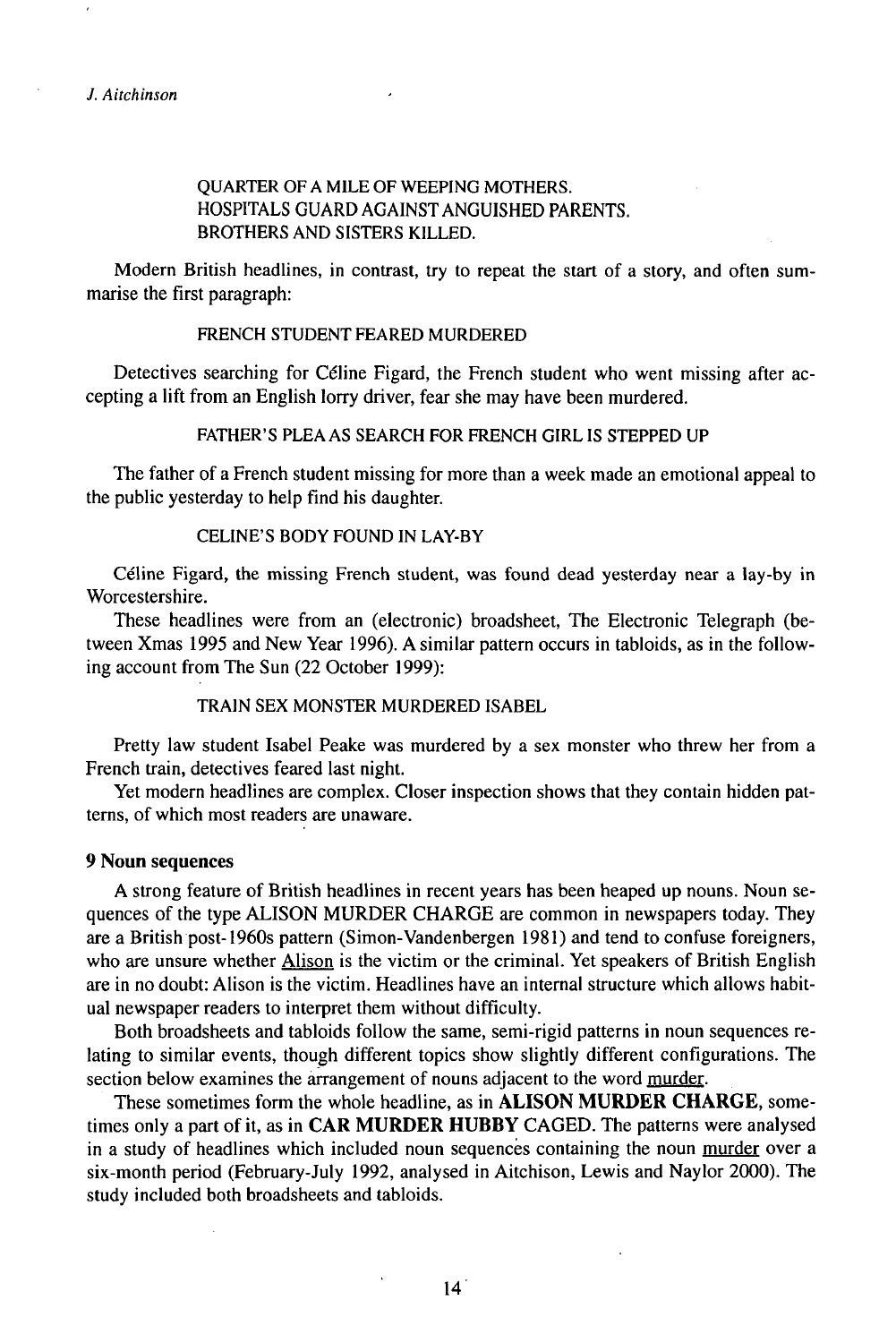QUARTER OF A MILE OF WEEPING MOTHERS.  
HOSPITALS GUARD AGAINST ANGUISHED PARENTS.  
BROTHERS AND SISTERS KILLED.

Modern British headlines, in contrast, try to repeat the start of a story, and often summarise the first paragraph:

FRENCH STUDENT FEARED MURDERED

Detectives searching for Céline Figard, the French student who went missing after accepting a lift from an English lorry driver, fear she may have been murdered.

FATHER'S PLEA AS SEARCH FOR FRENCH GIRL IS STEPPED UP

The father of a French student missing for more than a week made an emotional appeal to the public yesterday to help find his daughter.

CELINE'S BODY FOUND IN LAY-BY

Céline Figard, the missing French student, was found dead yesterday near a lay-by in Worcestershire.

These headlines were from an (electronic) broadsheet, The Electronic Telegraph (between Xmas 1995 and New Year 1996). A similar pattern occurs in tabloids, as in the following account from The Sun (22 October 1999):

TRAIN SEX MONSTER MURDERED ISABEL

Pretty law student Isabel Peake was murdered by a sex monster who threw her from a French train, detectives feared last night.

Yet modern headlines are complex. Closer inspection shows that they contain hidden patterns, of which most readers are unaware.

## 9 Noun sequences

A strong feature of British headlines in recent years has been heaped up nouns. Noun sequences of the type ALISON MURDER CHARGE are common in newspapers today. They are a British post-1960s pattern (Simon-Vandenbergen 1981) and tend to confuse foreigners, who are unsure whether Alison is the victim or the criminal. Yet speakers of British English are in no doubt: Alison is the victim. Headlines have an internal structure which allows habitual newspaper readers to interpret them without difficulty.

Both broadsheets and tabloids follow the same, semi-rigid patterns in noun sequences relating to similar events, though different topics show slightly different configurations. The section below examines the arrangement of nouns adjacent to the word murder.

These sometimes form the whole headline, as in **ALISON MURDER CHARGE**, sometimes only a part of it, as in **CAR MURDER HUBBY** CAGED. The patterns were analysed in a study of headlines which included noun sequences containing the noun murder over a six-month period (February-July 1992, analysed in Aitchison, Lewis and Naylor 2000). The study included both broadsheets and tabloids.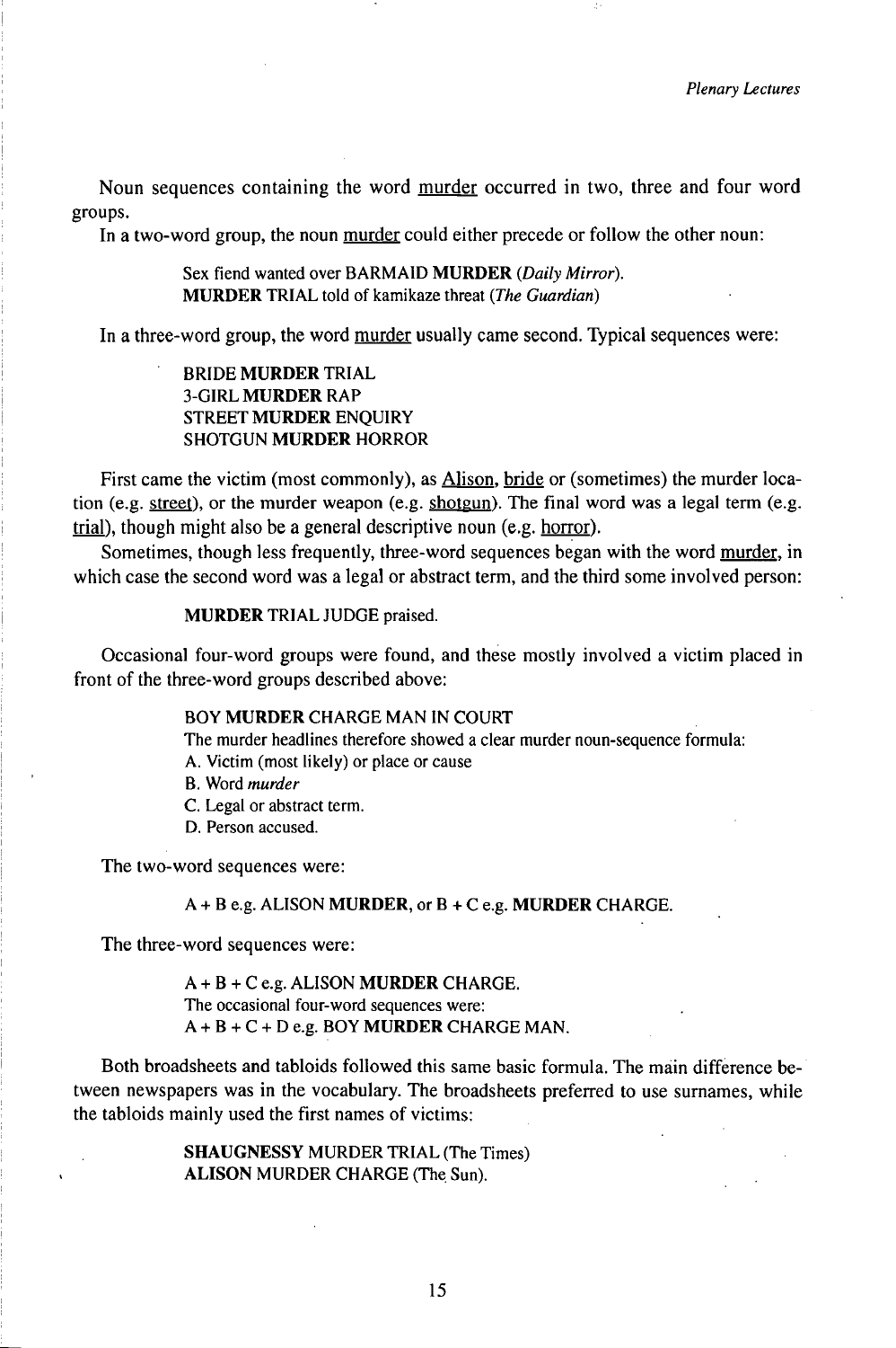Noun sequences containing the word murder occurred in two, three and four word groups.

In a two-word group, the noun murder could either precede or follow the other noun:

> Sex fiend wanted over BARMAID **MURDER** (*Daily Mirror*).
> **MURDER** TRIAL told of kamikaze threat (*The Guardian*)

In a three-word group, the word murder usually came second. Typical sequences were:

> BRIDE **MURDER** TRIAL
> 3-GIRL **MURDER** RAP
> STREET **MURDER** ENQUIRY
> SHOTGUN **MURDER** HORROR

First came the victim (most commonly), as Alison, bride or (sometimes) the murder location (e.g. street), or the murder weapon (e.g. shotgun). The final word was a legal term (e.g. trial), though might also be a general descriptive noun (e.g. horror).

Sometimes, though less frequently, three-word sequences began with the word murder, in which case the second word was a legal or abstract term, and the third some involved person:

> **MURDER** TRIAL JUDGE praised.

Occasional four-word groups were found, and these mostly involved a victim placed in front of the three-word groups described above:

> BOY **MURDER** CHARGE MAN IN COURT

The murder headlines therefore showed a clear murder noun-sequence formula:

A. Victim (most likely) or place or cause
B. Word *murder*
C. Legal or abstract term.
D. Person accused.

The two-word sequences were:

> A + B e.g. ALISON **MURDER**, or B + C e.g. **MURDER** CHARGE.

The three-word sequences were:

> A + B + C e.g. ALISON **MURDER** CHARGE.

The occasional four-word sequences were:

> A + B + C + D e.g. BOY **MURDER** CHARGE MAN.

Both broadsheets and tabloids followed this same basic formula. The main difference between newspapers was in the vocabulary. The broadsheets preferred to use surnames, while the tabloids mainly used the first names of victims:

> **SHAUGNESSY** MURDER TRIAL (The Times)
> **ALISON** MURDER CHARGE (The Sun).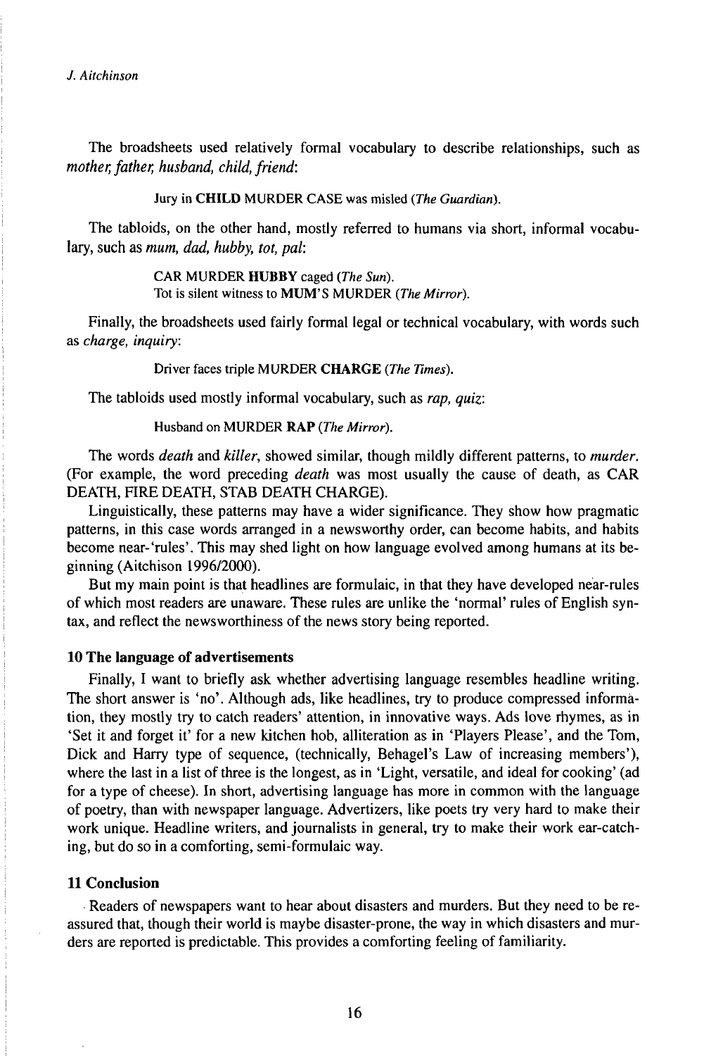The broadsheets used relatively formal vocabulary to describe relationships, such as *mother, father, husband, child, friend*:

> Jury in **CHILD** MURDER CASE was misled (*The Guardian*).

The tabloids, on the other hand, mostly referred to humans via short, informal vocabulary, such as *mum, dad, hubby, tot, pal*:

> CAR MURDER **HUBBY** caged (*The Sun*).
> Tot is silent witness to **MUM'S** MURDER (*The Mirror*).

Finally, the broadsheets used fairly formal legal or technical vocabulary, with words such as *charge, inquiry*:

> Driver faces triple MURDER **CHARGE** (*The Times*).

The tabloids used mostly informal vocabulary, such as *rap, quiz*:

> Husband on MURDER **RAP** (*The Mirror*).

The words *death* and *killer*, showed similar, though mildly different patterns, to *murder*. (For example, the word preceding *death* was most usually the cause of death, as CAR DEATH, FIRE DEATH, STAB DEATH CHARGE).

Linguistically, these patterns may have a wider significance. They show how pragmatic patterns, in this case words arranged in a newsworthy order, can become habits, and habits become near-'rules'. This may shed light on how language evolved among humans at its beginning (Aitchison 1996/2000).

But my main point is that headlines are formulaic, in that they have developed near-rules of which most readers are unaware. These rules are unlike the 'normal' rules of English syntax, and reflect the newsworthiness of the news story being reported.

## 10 The language of advertisements

Finally, I want to briefly ask whether advertising language resembles headline writing. The short answer is 'no'. Although ads, like headlines, try to produce compressed information, they mostly try to catch readers' attention, in innovative ways. Ads love rhymes, as in 'Set it and forget it' for a new kitchen hob, alliteration as in 'Players Please', and the Tom, Dick and Harry type of sequence, (technically, Behagel's Law of increasing members'), where the last in a list of three is the longest, as in 'Light, versatile, and ideal for cooking' (ad for a type of cheese). In short, advertising language has more in common with the language of poetry, than with newspaper language. Advertizers, like poets try very hard to make their work unique. Headline writers, and journalists in general, try to make their work ear-catching, but do so in a comforting, semi-formulaic way.

## 11 Conclusion

Readers of newspapers want to hear about disasters and murders. But they need to be reassured that, though their world is maybe disaster-prone, the way in which disasters and murders are reported is predictable. This provides a comforting feeling of familiarity.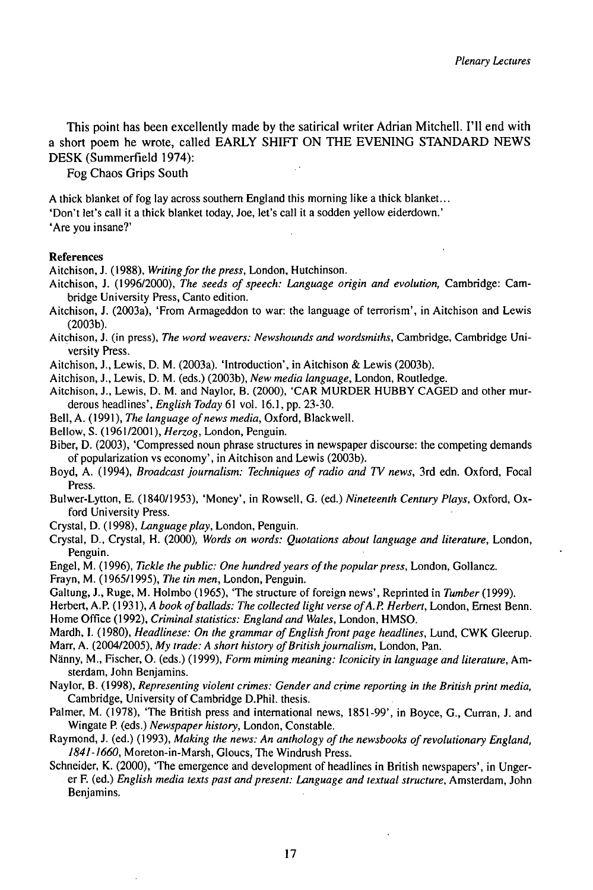This point has been excellently made by the satirical writer Adrian Mitchell. I'll end with a short poem he wrote, called EARLY SHIFT ON THE EVENING STANDARD NEWS DESK (Summerfield 1974):

Fog Chaos Grips South

A thick blanket of fog lay across southern England this morning like a thick blanket...
'Don't let's call it a thick blanket today, Joe, let's call it a sodden yellow eiderdown.'
'Are you insane?'

### References

Aitchison, J. (1988), *Writing for the press*, London, Hutchinson.

Aitchison, J. (1996/2000), *The seeds of speech: Language origin and evolution*, Cambridge: Cambridge University Press, Canto edition.

Aitchison, J. (2003a), 'From Armageddon to war: the language of terrorism', in Aitchison and Lewis (2003b).

Aitchison, J. (in press), *The word weavers: Newshounds and wordsmiths*, Cambridge, Cambridge University Press.

Aitchison, J., Lewis, D. M. (2003a). 'Introduction', in Aitchison & Lewis (2003b).

Aitchison, J., Lewis, D. M. (eds.) (2003b), *New media language*, London, Routledge.

Aitchison, J., Lewis, D. M. and Naylor, B. (2000), 'CAR MURDER HUBBY CAGED and other murderous headlines', *English Today* 61 vol. 16.1, pp. 23-30.

Bell, A. (1991), *The language of news media*, Oxford, Blackwell.

Bellow, S. (1961/2001), *Herzog*, London, Penguin.

Biber, D. (2003), 'Compressed noun phrase structures in newspaper discourse: the competing demands of popularization vs economy', in Aitchison and Lewis (2003b).

Boyd, A. (1994), *Broadcast journalism: Techniques of radio and TV news*, 3rd edn. Oxford, Focal Press.

Bulwer-Lytton, E. (1840/1953), 'Money', in Rowsell, G. (ed.) *Nineteenth Century Plays*, Oxford, Oxford University Press.

Crystal, D. (1998), *Language play*, London, Penguin.

Crystal, D., Crystal, H. (2000), *Words on words: Quotations about language and literature*, London, Penguin.

Engel, M. (1996), *Tickle the public: One hundred years of the popular press*, London, Gollancz.

Frayn, M. (1965/1995), *The tin men*, London, Penguin.

Galtung, J., Ruge, M. Holmbo (1965), 'The structure of foreign news', Reprinted in *Tumber* (1999).

Herbert, A.P. (1931), *A book of ballads: The collected light verse of A.P. Herbert*, London, Ernest Benn.

Home Office (1992), *Criminal statistics: England and Wales*, London, HMSO.

Mardh, I. (1980), *Headlinese: On the grammar of English front page headlines*, Lund, CWK Gleerup.

Marr, A. (2004/2005), *My trade: A short history of British journalism*, London, Pan.

Nänny, M., Fischer, O. (eds.) (1999), *Form miming meaning: Iconicity in language and literature*, Amsterdam, John Benjamins.

Naylor, B. (1998), *Representing violent crimes: Gender and crime reporting in the British print media*, Cambridge, University of Cambridge D.Phil. thesis.

Palmer, M. (1978), 'The British press and international news, 1851-99', in Boyce, G., Curran, J. and Wingate P. (eds.) *Newspaper history*, London, Constable.

Raymond, J. (ed.) (1993), *Making the news: An anthology of the newsbooks of revolutionary England, 1841-1660*, Moreton-in-Marsh, Gloucs, The Windrush Press.

Schneider, K. (2000), 'The emergence and development of headlines in British newspapers', in Ungerer F. (ed.) *English media texts past and present: Language and textual structure*, Amsterdam, John Benjamins.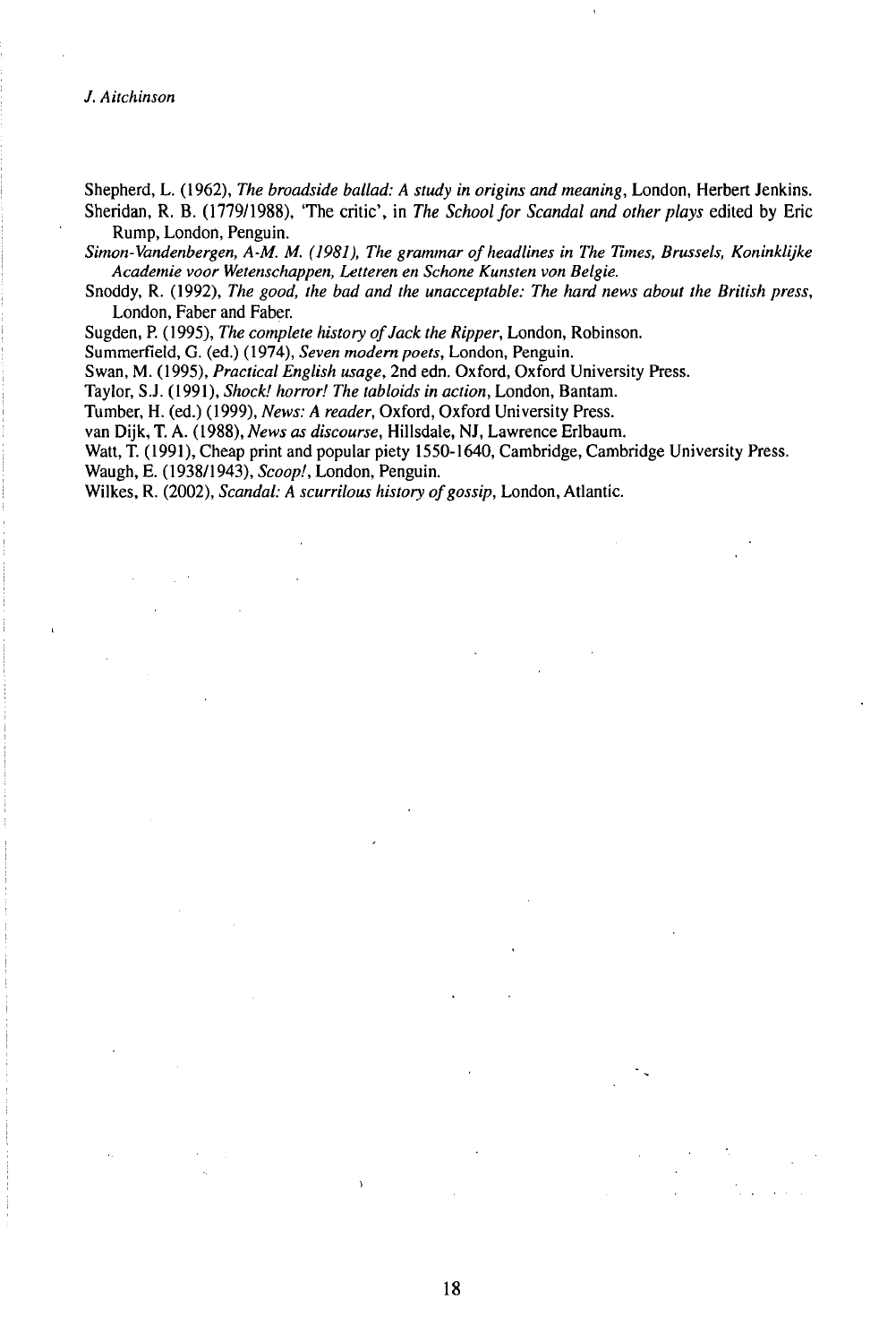Shepherd, L. (1962), *The broadside ballad: A study in origins and meaning*, London, Herbert Jenkins.

Sheridan, R. B. (1779/1988), 'The critic', in *The School for Scandal and other plays* edited by Eric Rump, London, Penguin.

*Simon-Vandenbergen, A-M. M. (1981), The grammar of headlines in The Times, Brussels, Koninklijke Academie voor Wetenschappen, Letteren en Schone Kunsten von Belgie.*

Snoddy, R. (1992), *The good, the bad and the unacceptable: The hard news about the British press*, London, Faber and Faber.

Sugden, P. (1995), *The complete history of Jack the Ripper*, London, Robinson.

Summerfield, G. (ed.) (1974), *Seven modern poets*, London, Penguin.

Swan, M. (1995), *Practical English usage*, 2nd edn. Oxford, Oxford University Press.

Taylor, S.J. (1991), *Shock! horror! The tabloids in action*, London, Bantam.

Tumber, H. (ed.) (1999), *News: A reader*, Oxford, Oxford University Press.

van Dijk, T. A. (1988), *News as discourse*, Hillsdale, NJ, Lawrence Erlbaum.

Watt, T. (1991), Cheap print and popular piety 1550-1640, Cambridge, Cambridge University Press.

Waugh, E. (1938/1943), *Scoop!*, London, Penguin.

Wilkes, R. (2002), *Scandal: A scurrilous history of gossip*, London, Atlantic.